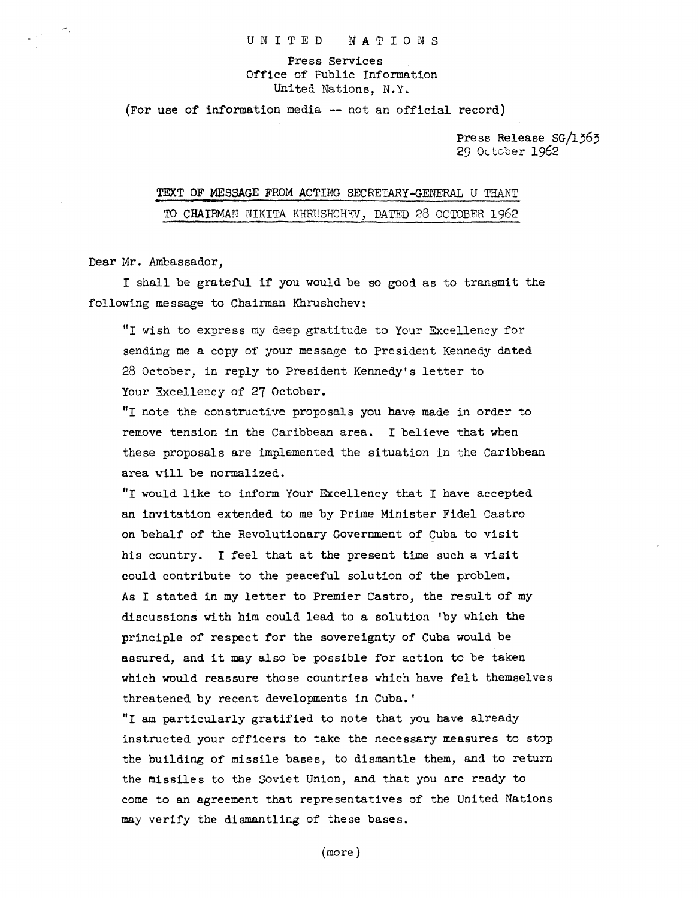UNITED NATIONS

Press Services
Office of Public Information
United Nations, N.Y.

(For use of information media -- not an official record)

Press Release SG/1363
29 October 1962

## TEXT OF MESSAGE FROM ACTING SECRETARY-GENERAL U THANT TO CHAIRMAN NIKITA KHRUSHCHEV, DATED 28 OCTOBER 1962

Dear Mr. Ambassador,

I shall be grateful if you would be so good as to transmit the following message to Chairman Khrushchev:

"I wish to express my deep gratitude to Your Excellency for sending me a copy of your message to President Kennedy dated 28 October, in reply to President Kennedy's letter to Your Excellency of 27 October.

"I note the constructive proposals you have made in order to remove tension in the Caribbean area. I believe that when these proposals are implemented the situation in the Caribbean area will be normalized.

"I would like to inform Your Excellency that I have accepted an invitation extended to me by Prime Minister Fidel Castro on behalf of the Revolutionary Government of Cuba to visit his country. I feel that at the present time such a visit could contribute to the peaceful solution of the problem. As I stated in my letter to Premier Castro, the result of my discussions with him could lead to a solution 'by which the principle of respect for the sovereignty of Cuba would be assured, and it may also be possible for action to be taken which would reassure those countries which have felt themselves threatened by recent developments in Cuba.'

"I am particularly gratified to note that you have already instructed your officers to take the necessary measures to stop the building of missile bases, to dismantle them, and to return the missiles to the Soviet Union, and that you are ready to come to an agreement that representatives of the United Nations may verify the dismantling of these bases.

(more)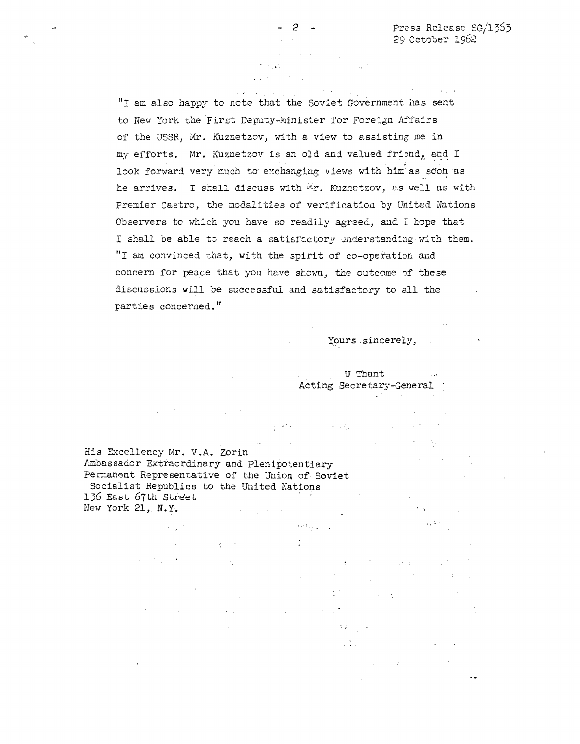"I am also happy to note that the Soviet Government has sent to New York the First Deputy-Minister for Foreign Affairs of the USSR, Mr. Kuznetzov, with a view to assisting me in my efforts. Mr. Kuznetzov is an old and valued friend, and I look forward very much to exchanging views with him as soon as he arrives. I shall discuss with Mr. Kuznetzov, as well as with Premier Castro, the modalities of verification by United Nations Observers to which you have so readily agreed, and I hope that I shall be able to reach a satisfactory understanding with them.

"I am convinced that, with the spirit of co-operation and concern for peace that you have shown, the outcome of these discussions will be successful and satisfactory to all the parties concerned."

Yours sincerely,

U Thant
Acting Secretary-General

His Excellency Mr. V.A. Zorin
Ambassador Extraordinary and Plenipotentiary
Permanent Representative of the Union of Soviet Socialist Republics to the United Nations
136 East 67th Street
New York 21, N.Y.